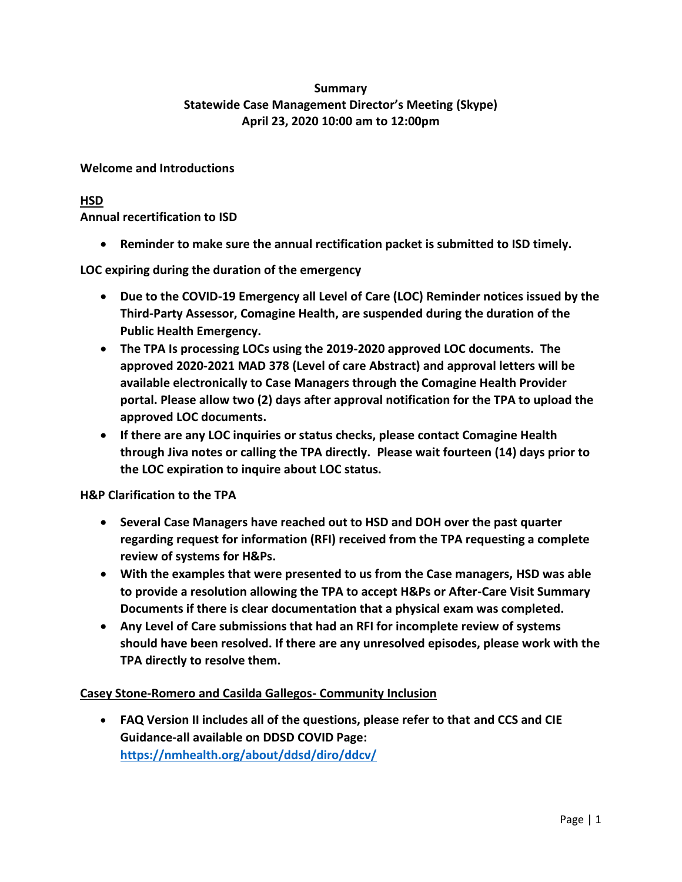**Summary**
**Statewide Case Management Director's Meeting (Skype)**
**April 23, 2020 10:00 am to 12:00pm**

**Welcome and Introductions**

**HSD**

**Annual recertification to ISD**

- **Reminder to make sure the annual rectification packet is submitted to ISD timely.**

**LOC expiring during the duration of the emergency**

- **Due to the COVID-19 Emergency all Level of Care (LOC) Reminder notices issued by the Third-Party Assessor, Comagine Health, are suspended during the duration of the Public Health Emergency.**
- **The TPA Is processing LOCs using the 2019-2020 approved LOC documents. The approved 2020-2021 MAD 378 (Level of care Abstract) and approval letters will be available electronically to Case Managers through the Comagine Health Provider portal. Please allow two (2) days after approval notification for the TPA to upload the approved LOC documents.**
- **If there are any LOC inquiries or status checks, please contact Comagine Health through Jiva notes or calling the TPA directly. Please wait fourteen (14) days prior to the LOC expiration to inquire about LOC status.**

**H&P Clarification to the TPA**

- **Several Case Managers have reached out to HSD and DOH over the past quarter regarding request for information (RFI) received from the TPA requesting a complete review of systems for H&Ps.**
- **With the examples that were presented to us from the Case managers, HSD was able to provide a resolution allowing the TPA to accept H&Ps or After-Care Visit Summary Documents if there is clear documentation that a physical exam was completed.**
- **Any Level of Care submissions that had an RFI for incomplete review of systems should have been resolved. If there are any unresolved episodes, please work with the TPA directly to resolve them.**

**Casey Stone-Romero and Casilda Gallegos- Community Inclusion**

- **FAQ Version II includes all of the questions, please refer to that and CCS and CIE Guidance-all available on DDSD COVID Page: https://nmhealth.org/about/ddsd/diro/ddcv/**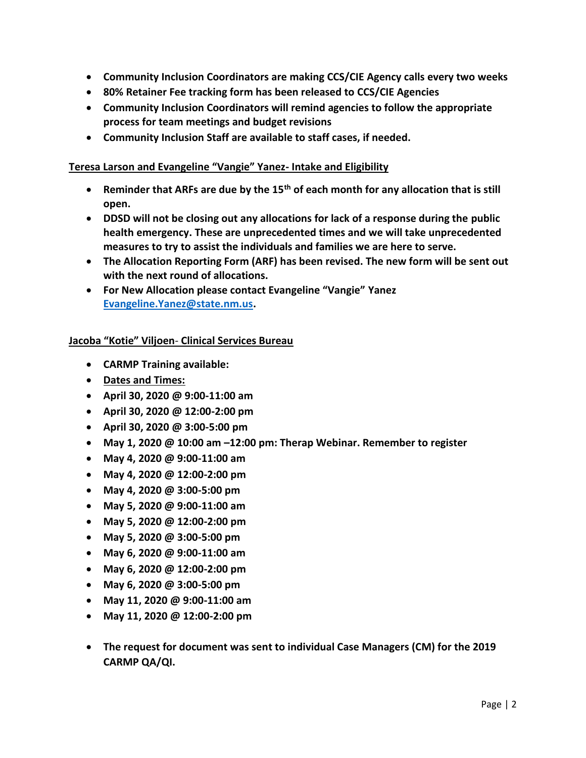- **Community Inclusion Coordinators are making CCS/CIE Agency calls every two weeks**
- **80% Retainer Fee tracking form has been released to CCS/CIE Agencies**
- **Community Inclusion Coordinators will remind agencies to follow the appropriate process for team meetings and budget revisions**
- **Community Inclusion Staff are available to staff cases, if needed.**

**<u>Teresa Larson and Evangeline "Vangie" Yanez- Intake and Eligibility</u>**

- **Reminder that ARFs are due by the 15th of each month for any allocation that is still open.**
- **DDSD will not be closing out any allocations for lack of a response during the public health emergency. These are unprecedented times and we will take unprecedented measures to try to assist the individuals and families we are here to serve.**
- **The Allocation Reporting Form (ARF) has been revised. The new form will be sent out with the next round of allocations.**
- **For New Allocation please contact Evangeline "Vangie" Yanez [Evangeline.Yanez@state.nm.us](mailto:Evangeline.Yanez@state.nm.us).**

**<u>Jacoba "Kotie" Viljoen- Clinical Services Bureau</u>**

- **CARMP Training available:**
- **<u>Dates and Times:</u>**
- **April 30, 2020 @ 9:00-11:00 am**
- **April 30, 2020 @ 12:00-2:00 pm**
- **April 30, 2020 @ 3:00-5:00 pm**
- **May 1, 2020 @ 10:00 am –12:00 pm: Therap Webinar. Remember to register**
- **May 4, 2020 @ 9:00-11:00 am**
- **May 4, 2020 @ 12:00-2:00 pm**
- **May 4, 2020 @ 3:00-5:00 pm**
- **May 5, 2020 @ 9:00-11:00 am**
- **May 5, 2020 @ 12:00-2:00 pm**
- **May 5, 2020 @ 3:00-5:00 pm**
- **May 6, 2020 @ 9:00-11:00 am**
- **May 6, 2020 @ 12:00-2:00 pm**
- **May 6, 2020 @ 3:00-5:00 pm**
- **May 11, 2020 @ 9:00-11:00 am**
- **May 11, 2020 @ 12:00-2:00 pm**

- **The request for document was sent to individual Case Managers (CM) for the 2019 CARMP QA/QI.**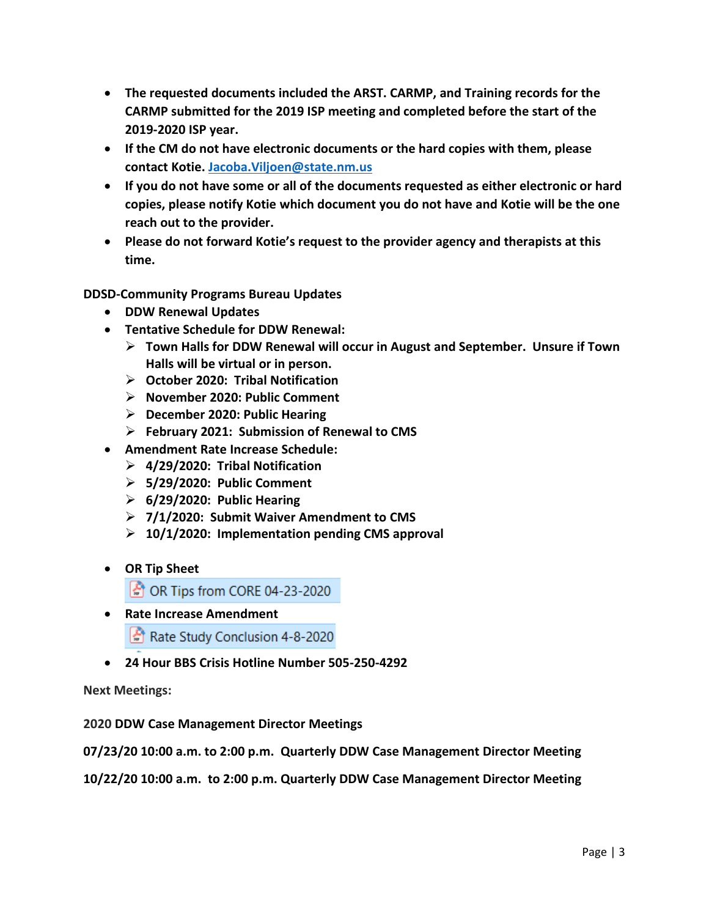- **The requested documents included the ARST. CARMP, and Training records for the CARMP submitted for the 2019 ISP meeting and completed before the start of the 2019-2020 ISP year.**
- **If the CM do not have electronic documents or the hard copies with them, please contact Kotie. Jacoba.Viljoen@state.nm.us**
- **If you do not have some or all of the documents requested as either electronic or hard copies, please notify Kotie which document you do not have and Kotie will be the one reach out to the provider.**
- **Please do not forward Kotie's request to the provider agency and therapists at this time.**

**DDSD-Community Programs Bureau Updates**

- **DDW Renewal Updates**
- **Tentative Schedule for DDW Renewal:**
  - **Town Halls for DDW Renewal will occur in August and September. Unsure if Town Halls will be virtual or in person.**
  - **October 2020: Tribal Notification**
  - **November 2020: Public Comment**
  - **December 2020: Public Hearing**
  - **February 2021: Submission of Renewal to CMS**
- **Amendment Rate Increase Schedule:**
  - **4/29/2020: Tribal Notification**
  - **5/29/2020: Public Comment**
  - **6/29/2020: Public Hearing**
  - **7/1/2020: Submit Waiver Amendment to CMS**
  - **10/1/2020: Implementation pending CMS approval**

- **OR Tip Sheet**

  OR Tips from CORE 04-23-2020
- **Rate Increase Amendment**

  Rate Study Conclusion 4-8-2020
- **24 Hour BBS Crisis Hotline Number 505-250-4292**

**Next Meetings:**

**2020 DDW Case Management Director Meetings**

**07/23/20 10:00 a.m. to 2:00 p.m. Quarterly DDW Case Management Director Meeting**

**10/22/20 10:00 a.m. to 2:00 p.m. Quarterly DDW Case Management Director Meeting**